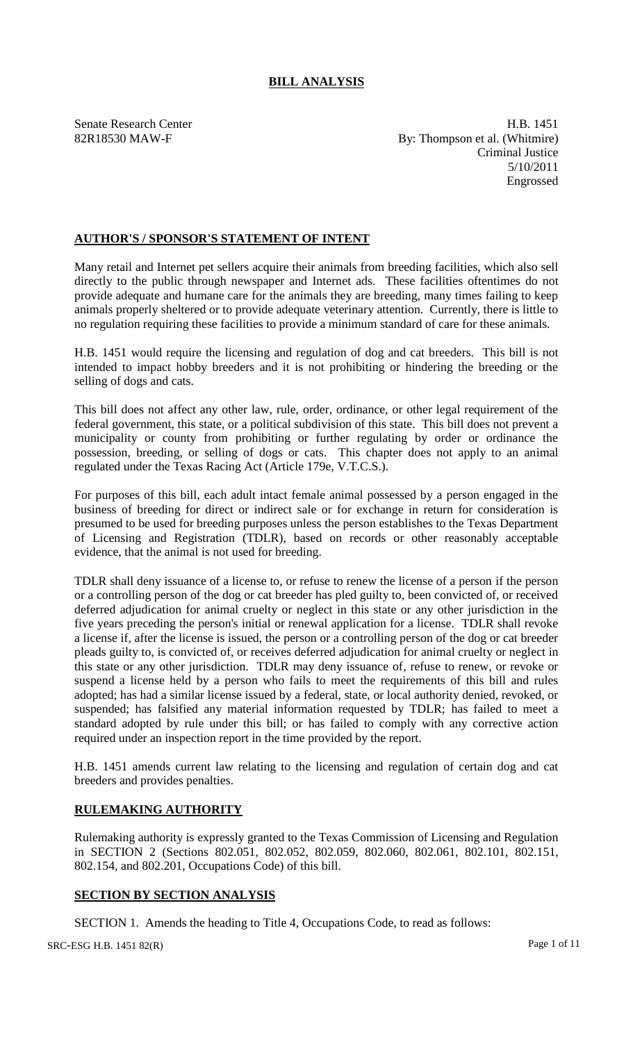# BILL ANALYSIS

Senate Research Center
82R18530 MAW-F

H.B. 1451
By: Thompson et al. (Whitmire)
Criminal Justice
5/10/2011
Engrossed

## AUTHOR'S / SPONSOR'S STATEMENT OF INTENT

Many retail and Internet pet sellers acquire their animals from breeding facilities, which also sell directly to the public through newspaper and Internet ads. These facilities oftentimes do not provide adequate and humane care for the animals they are breeding, many times failing to keep animals properly sheltered or to provide adequate veterinary attention. Currently, there is little to no regulation requiring these facilities to provide a minimum standard of care for these animals.

H.B. 1451 would require the licensing and regulation of dog and cat breeders. This bill is not intended to impact hobby breeders and it is not prohibiting or hindering the breeding or the selling of dogs and cats.

This bill does not affect any other law, rule, order, ordinance, or other legal requirement of the federal government, this state, or a political subdivision of this state. This bill does not prevent a municipality or county from prohibiting or further regulating by order or ordinance the possession, breeding, or selling of dogs or cats. This chapter does not apply to an animal regulated under the Texas Racing Act (Article 179e, V.T.C.S.).

For purposes of this bill, each adult intact female animal possessed by a person engaged in the business of breeding for direct or indirect sale or for exchange in return for consideration is presumed to be used for breeding purposes unless the person establishes to the Texas Department of Licensing and Registration (TDLR), based on records or other reasonably acceptable evidence, that the animal is not used for breeding.

TDLR shall deny issuance of a license to, or refuse to renew the license of a person if the person or a controlling person of the dog or cat breeder has pled guilty to, been convicted of, or received deferred adjudication for animal cruelty or neglect in this state or any other jurisdiction in the five years preceding the person's initial or renewal application for a license. TDLR shall revoke a license if, after the license is issued, the person or a controlling person of the dog or cat breeder pleads guilty to, is convicted of, or receives deferred adjudication for animal cruelty or neglect in this state or any other jurisdiction. TDLR may deny issuance of, refuse to renew, or revoke or suspend a license held by a person who fails to meet the requirements of this bill and rules adopted; has had a similar license issued by a federal, state, or local authority denied, revoked, or suspended; has falsified any material information requested by TDLR; has failed to meet a standard adopted by rule under this bill; or has failed to comply with any corrective action required under an inspection report in the time provided by the report.

H.B. 1451 amends current law relating to the licensing and regulation of certain dog and cat breeders and provides penalties.

## RULEMAKING AUTHORITY

Rulemaking authority is expressly granted to the Texas Commission of Licensing and Regulation in SECTION 2 (Sections 802.051, 802.052, 802.059, 802.060, 802.061, 802.101, 802.151, 802.154, and 802.201, Occupations Code) of this bill.

## SECTION BY SECTION ANALYSIS

SECTION 1. Amends the heading to Title 4, Occupations Code, to read as follows: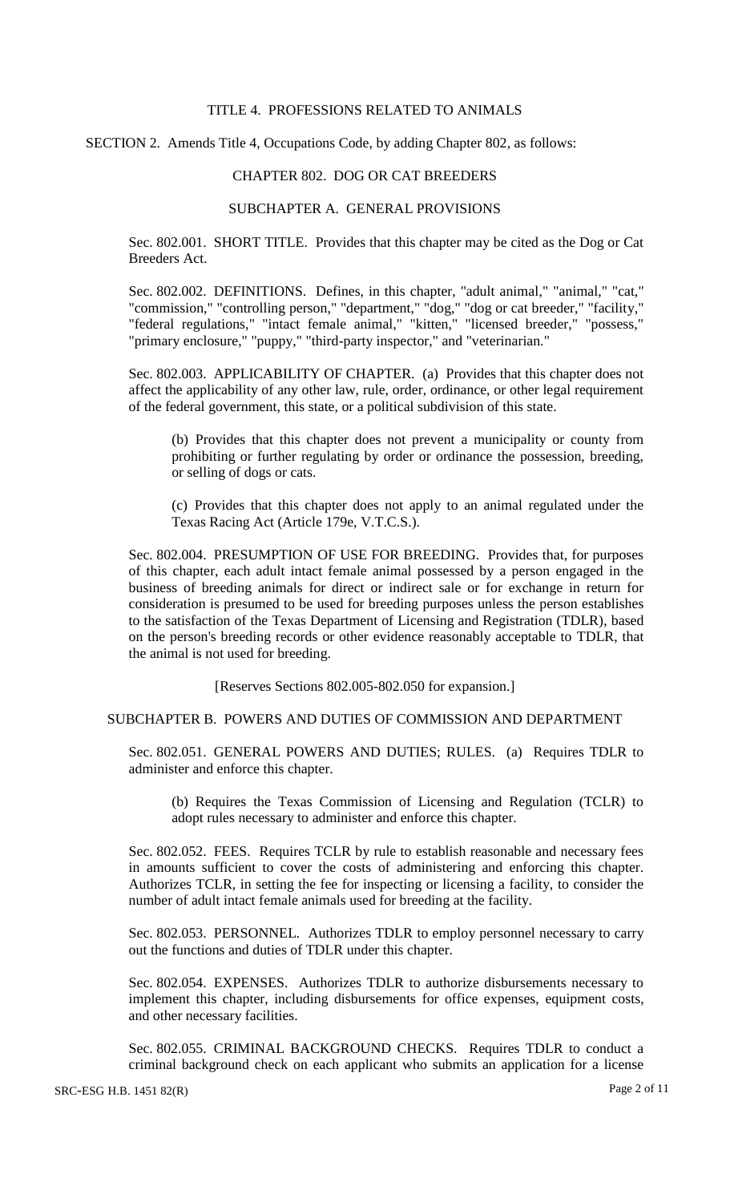TITLE 4. PROFESSIONS RELATED TO ANIMALS

SECTION 2. Amends Title 4, Occupations Code, by adding Chapter 802, as follows:

CHAPTER 802. DOG OR CAT BREEDERS

SUBCHAPTER A. GENERAL PROVISIONS

Sec. 802.001. SHORT TITLE. Provides that this chapter may be cited as the Dog or Cat Breeders Act.

Sec. 802.002. DEFINITIONS. Defines, in this chapter, "adult animal," "animal," "cat," "commission," "controlling person," "department," "dog," "dog or cat breeder," "facility," "federal regulations," "intact female animal," "kitten," "licensed breeder," "possess," "primary enclosure," "puppy," "third-party inspector," and "veterinarian."

Sec. 802.003. APPLICABILITY OF CHAPTER. (a) Provides that this chapter does not affect the applicability of any other law, rule, order, ordinance, or other legal requirement of the federal government, this state, or a political subdivision of this state.

(b) Provides that this chapter does not prevent a municipality or county from prohibiting or further regulating by order or ordinance the possession, breeding, or selling of dogs or cats.

(c) Provides that this chapter does not apply to an animal regulated under the Texas Racing Act (Article 179e, V.T.C.S.).

Sec. 802.004. PRESUMPTION OF USE FOR BREEDING. Provides that, for purposes of this chapter, each adult intact female animal possessed by a person engaged in the business of breeding animals for direct or indirect sale or for exchange in return for consideration is presumed to be used for breeding purposes unless the person establishes to the satisfaction of the Texas Department of Licensing and Registration (TDLR), based on the person's breeding records or other evidence reasonably acceptable to TDLR, that the animal is not used for breeding.

[Reserves Sections 802.005-802.050 for expansion.]

SUBCHAPTER B. POWERS AND DUTIES OF COMMISSION AND DEPARTMENT

Sec. 802.051. GENERAL POWERS AND DUTIES; RULES. (a) Requires TDLR to administer and enforce this chapter.

(b) Requires the Texas Commission of Licensing and Regulation (TCLR) to adopt rules necessary to administer and enforce this chapter.

Sec. 802.052. FEES. Requires TCLR by rule to establish reasonable and necessary fees in amounts sufficient to cover the costs of administering and enforcing this chapter. Authorizes TCLR, in setting the fee for inspecting or licensing a facility, to consider the number of adult intact female animals used for breeding at the facility.

Sec. 802.053. PERSONNEL. Authorizes TDLR to employ personnel necessary to carry out the functions and duties of TDLR under this chapter.

Sec. 802.054. EXPENSES. Authorizes TDLR to authorize disbursements necessary to implement this chapter, including disbursements for office expenses, equipment costs, and other necessary facilities.

Sec. 802.055. CRIMINAL BACKGROUND CHECKS. Requires TDLR to conduct a criminal background check on each applicant who submits an application for a license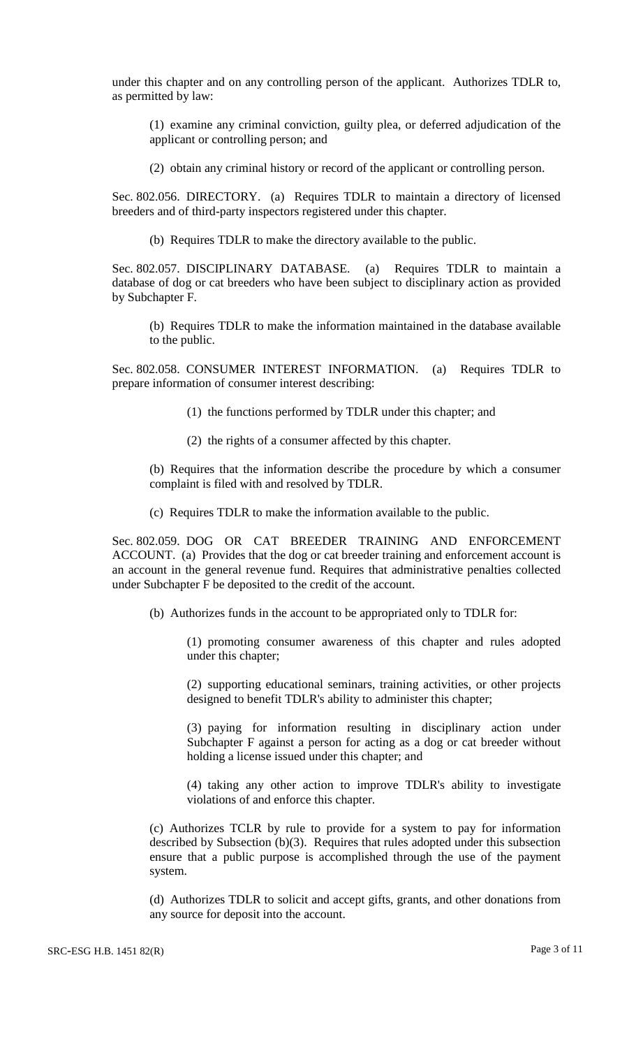under this chapter and on any controlling person of the applicant. Authorizes TDLR to, as permitted by law:

(1) examine any criminal conviction, guilty plea, or deferred adjudication of the applicant or controlling person; and

(2) obtain any criminal history or record of the applicant or controlling person.

Sec. 802.056. DIRECTORY. (a) Requires TDLR to maintain a directory of licensed breeders and of third-party inspectors registered under this chapter.

(b) Requires TDLR to make the directory available to the public.

Sec. 802.057. DISCIPLINARY DATABASE. (a) Requires TDLR to maintain a database of dog or cat breeders who have been subject to disciplinary action as provided by Subchapter F.

(b) Requires TDLR to make the information maintained in the database available to the public.

Sec. 802.058. CONSUMER INTEREST INFORMATION. (a) Requires TDLR to prepare information of consumer interest describing:

(1) the functions performed by TDLR under this chapter; and

(2) the rights of a consumer affected by this chapter.

(b) Requires that the information describe the procedure by which a consumer complaint is filed with and resolved by TDLR.

(c) Requires TDLR to make the information available to the public.

Sec. 802.059. DOG OR CAT BREEDER TRAINING AND ENFORCEMENT ACCOUNT. (a) Provides that the dog or cat breeder training and enforcement account is an account in the general revenue fund. Requires that administrative penalties collected under Subchapter F be deposited to the credit of the account.

(b) Authorizes funds in the account to be appropriated only to TDLR for:

(1) promoting consumer awareness of this chapter and rules adopted under this chapter;

(2) supporting educational seminars, training activities, or other projects designed to benefit TDLR's ability to administer this chapter;

(3) paying for information resulting in disciplinary action under Subchapter F against a person for acting as a dog or cat breeder without holding a license issued under this chapter; and

(4) taking any other action to improve TDLR's ability to investigate violations of and enforce this chapter.

(c) Authorizes TCLR by rule to provide for a system to pay for information described by Subsection (b)(3). Requires that rules adopted under this subsection ensure that a public purpose is accomplished through the use of the payment system.

(d) Authorizes TDLR to solicit and accept gifts, grants, and other donations from any source for deposit into the account.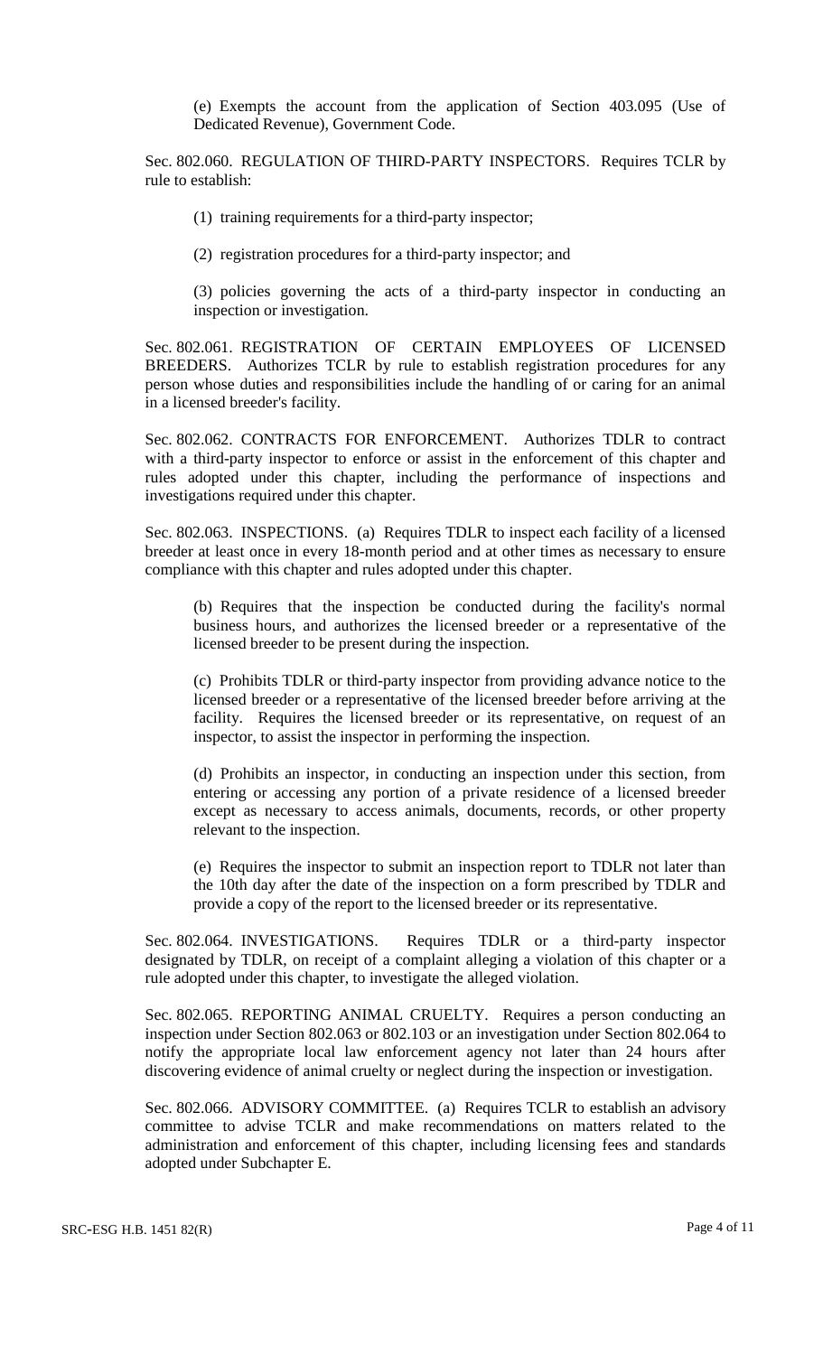(e) Exempts the account from the application of Section 403.095 (Use of Dedicated Revenue), Government Code.

Sec. 802.060. REGULATION OF THIRD-PARTY INSPECTORS. Requires TCLR by rule to establish:

(1) training requirements for a third-party inspector;

(2) registration procedures for a third-party inspector; and

(3) policies governing the acts of a third-party inspector in conducting an inspection or investigation.

Sec. 802.061. REGISTRATION OF CERTAIN EMPLOYEES OF LICENSED BREEDERS. Authorizes TCLR by rule to establish registration procedures for any person whose duties and responsibilities include the handling of or caring for an animal in a licensed breeder's facility.

Sec. 802.062. CONTRACTS FOR ENFORCEMENT. Authorizes TDLR to contract with a third-party inspector to enforce or assist in the enforcement of this chapter and rules adopted under this chapter, including the performance of inspections and investigations required under this chapter.

Sec. 802.063. INSPECTIONS. (a) Requires TDLR to inspect each facility of a licensed breeder at least once in every 18-month period and at other times as necessary to ensure compliance with this chapter and rules adopted under this chapter.

(b) Requires that the inspection be conducted during the facility's normal business hours, and authorizes the licensed breeder or a representative of the licensed breeder to be present during the inspection.

(c) Prohibits TDLR or third-party inspector from providing advance notice to the licensed breeder or a representative of the licensed breeder before arriving at the facility. Requires the licensed breeder or its representative, on request of an inspector, to assist the inspector in performing the inspection.

(d) Prohibits an inspector, in conducting an inspection under this section, from entering or accessing any portion of a private residence of a licensed breeder except as necessary to access animals, documents, records, or other property relevant to the inspection.

(e) Requires the inspector to submit an inspection report to TDLR not later than the 10th day after the date of the inspection on a form prescribed by TDLR and provide a copy of the report to the licensed breeder or its representative.

Sec. 802.064. INVESTIGATIONS. Requires TDLR or a third-party inspector designated by TDLR, on receipt of a complaint alleging a violation of this chapter or a rule adopted under this chapter, to investigate the alleged violation.

Sec. 802.065. REPORTING ANIMAL CRUELTY. Requires a person conducting an inspection under Section 802.063 or 802.103 or an investigation under Section 802.064 to notify the appropriate local law enforcement agency not later than 24 hours after discovering evidence of animal cruelty or neglect during the inspection or investigation.

Sec. 802.066. ADVISORY COMMITTEE. (a) Requires TCLR to establish an advisory committee to advise TCLR and make recommendations on matters related to the administration and enforcement of this chapter, including licensing fees and standards adopted under Subchapter E.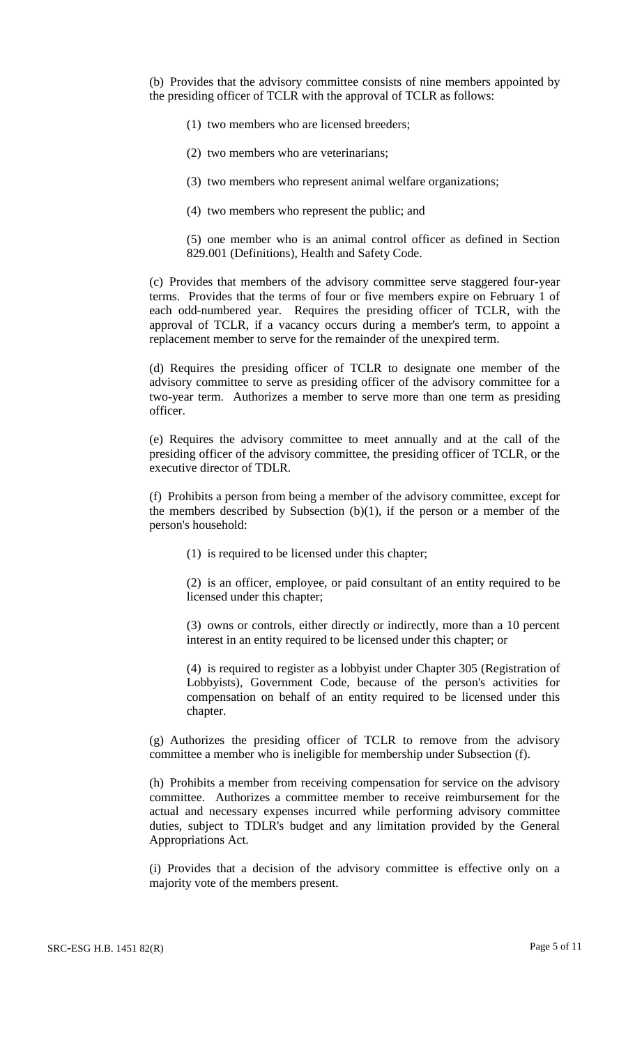(b) Provides that the advisory committee consists of nine members appointed by the presiding officer of TCLR with the approval of TCLR as follows:

(1) two members who are licensed breeders;

(2) two members who are veterinarians;

(3) two members who represent animal welfare organizations;

(4) two members who represent the public; and

(5) one member who is an animal control officer as defined in Section 829.001 (Definitions), Health and Safety Code.

(c) Provides that members of the advisory committee serve staggered four-year terms. Provides that the terms of four or five members expire on February 1 of each odd-numbered year. Requires the presiding officer of TCLR, with the approval of TCLR, if a vacancy occurs during a member's term, to appoint a replacement member to serve for the remainder of the unexpired term.

(d) Requires the presiding officer of TCLR to designate one member of the advisory committee to serve as presiding officer of the advisory committee for a two-year term. Authorizes a member to serve more than one term as presiding officer.

(e) Requires the advisory committee to meet annually and at the call of the presiding officer of the advisory committee, the presiding officer of TCLR, or the executive director of TDLR.

(f) Prohibits a person from being a member of the advisory committee, except for the members described by Subsection (b)(1), if the person or a member of the person's household:

(1) is required to be licensed under this chapter;

(2) is an officer, employee, or paid consultant of an entity required to be licensed under this chapter;

(3) owns or controls, either directly or indirectly, more than a 10 percent interest in an entity required to be licensed under this chapter; or

(4) is required to register as a lobbyist under Chapter 305 (Registration of Lobbyists), Government Code, because of the person's activities for compensation on behalf of an entity required to be licensed under this chapter.

(g) Authorizes the presiding officer of TCLR to remove from the advisory committee a member who is ineligible for membership under Subsection (f).

(h) Prohibits a member from receiving compensation for service on the advisory committee. Authorizes a committee member to receive reimbursement for the actual and necessary expenses incurred while performing advisory committee duties, subject to TDLR's budget and any limitation provided by the General Appropriations Act.

(i) Provides that a decision of the advisory committee is effective only on a majority vote of the members present.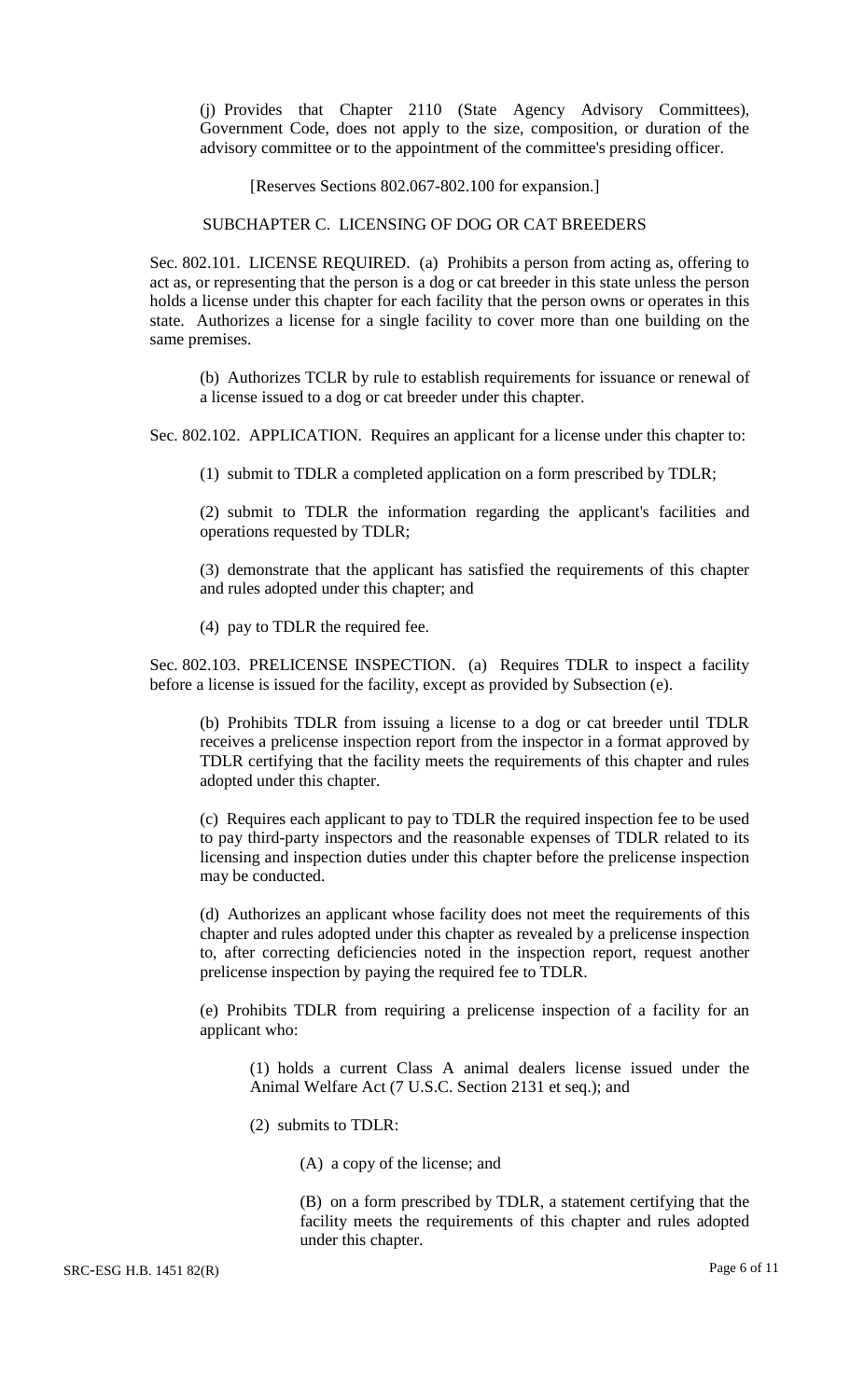(j) Provides that Chapter 2110 (State Agency Advisory Committees), Government Code, does not apply to the size, composition, or duration of the advisory committee or to the appointment of the committee's presiding officer.

[Reserves Sections 802.067-802.100 for expansion.]

SUBCHAPTER C. LICENSING OF DOG OR CAT BREEDERS

Sec. 802.101. LICENSE REQUIRED. (a) Prohibits a person from acting as, offering to act as, or representing that the person is a dog or cat breeder in this state unless the person holds a license under this chapter for each facility that the person owns or operates in this state. Authorizes a license for a single facility to cover more than one building on the same premises.

(b) Authorizes TCLR by rule to establish requirements for issuance or renewal of a license issued to a dog or cat breeder under this chapter.

Sec. 802.102. APPLICATION. Requires an applicant for a license under this chapter to:

(1) submit to TDLR a completed application on a form prescribed by TDLR;

(2) submit to TDLR the information regarding the applicant's facilities and operations requested by TDLR;

(3) demonstrate that the applicant has satisfied the requirements of this chapter and rules adopted under this chapter; and

(4) pay to TDLR the required fee.

Sec. 802.103. PRELICENSE INSPECTION. (a) Requires TDLR to inspect a facility before a license is issued for the facility, except as provided by Subsection (e).

(b) Prohibits TDLR from issuing a license to a dog or cat breeder until TDLR receives a prelicense inspection report from the inspector in a format approved by TDLR certifying that the facility meets the requirements of this chapter and rules adopted under this chapter.

(c) Requires each applicant to pay to TDLR the required inspection fee to be used to pay third-party inspectors and the reasonable expenses of TDLR related to its licensing and inspection duties under this chapter before the prelicense inspection may be conducted.

(d) Authorizes an applicant whose facility does not meet the requirements of this chapter and rules adopted under this chapter as revealed by a prelicense inspection to, after correcting deficiencies noted in the inspection report, request another prelicense inspection by paying the required fee to TDLR.

(e) Prohibits TDLR from requiring a prelicense inspection of a facility for an applicant who:

(1) holds a current Class A animal dealers license issued under the Animal Welfare Act (7 U.S.C. Section 2131 et seq.); and

(2) submits to TDLR:

(A) a copy of the license; and

(B) on a form prescribed by TDLR, a statement certifying that the facility meets the requirements of this chapter and rules adopted under this chapter.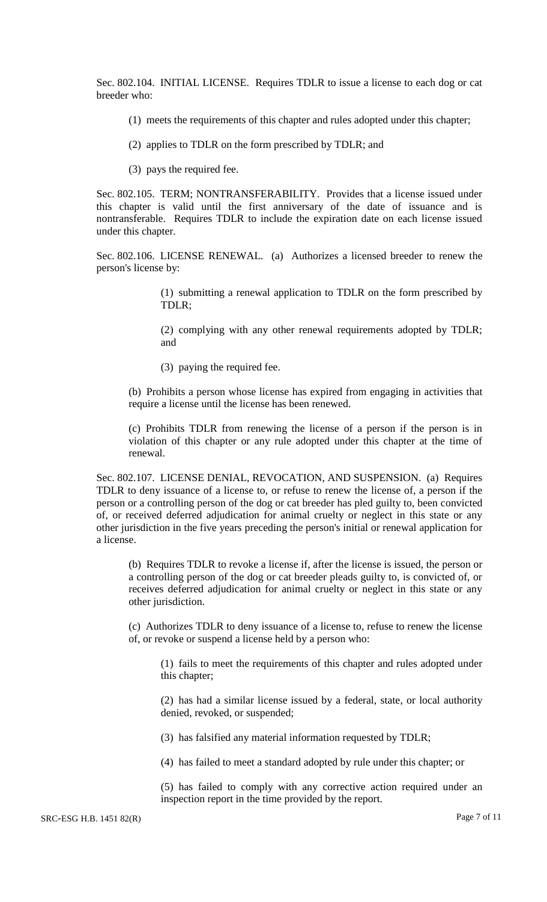Sec. 802.104. INITIAL LICENSE. Requires TDLR to issue a license to each dog or cat breeder who:

(1) meets the requirements of this chapter and rules adopted under this chapter;

(2) applies to TDLR on the form prescribed by TDLR; and

(3) pays the required fee.

Sec. 802.105. TERM; NONTRANSFERABILITY. Provides that a license issued under this chapter is valid until the first anniversary of the date of issuance and is nontransferable. Requires TDLR to include the expiration date on each license issued under this chapter.

Sec. 802.106. LICENSE RENEWAL. (a) Authorizes a licensed breeder to renew the person's license by:

(1) submitting a renewal application to TDLR on the form prescribed by TDLR;

(2) complying with any other renewal requirements adopted by TDLR; and

(3) paying the required fee.

(b) Prohibits a person whose license has expired from engaging in activities that require a license until the license has been renewed.

(c) Prohibits TDLR from renewing the license of a person if the person is in violation of this chapter or any rule adopted under this chapter at the time of renewal.

Sec. 802.107. LICENSE DENIAL, REVOCATION, AND SUSPENSION. (a) Requires TDLR to deny issuance of a license to, or refuse to renew the license of, a person if the person or a controlling person of the dog or cat breeder has pled guilty to, been convicted of, or received deferred adjudication for animal cruelty or neglect in this state or any other jurisdiction in the five years preceding the person's initial or renewal application for a license.

(b) Requires TDLR to revoke a license if, after the license is issued, the person or a controlling person of the dog or cat breeder pleads guilty to, is convicted of, or receives deferred adjudication for animal cruelty or neglect in this state or any other jurisdiction.

(c) Authorizes TDLR to deny issuance of a license to, refuse to renew the license of, or revoke or suspend a license held by a person who:

(1) fails to meet the requirements of this chapter and rules adopted under this chapter;

(2) has had a similar license issued by a federal, state, or local authority denied, revoked, or suspended;

(3) has falsified any material information requested by TDLR;

(4) has failed to meet a standard adopted by rule under this chapter; or

(5) has failed to comply with any corrective action required under an inspection report in the time provided by the report.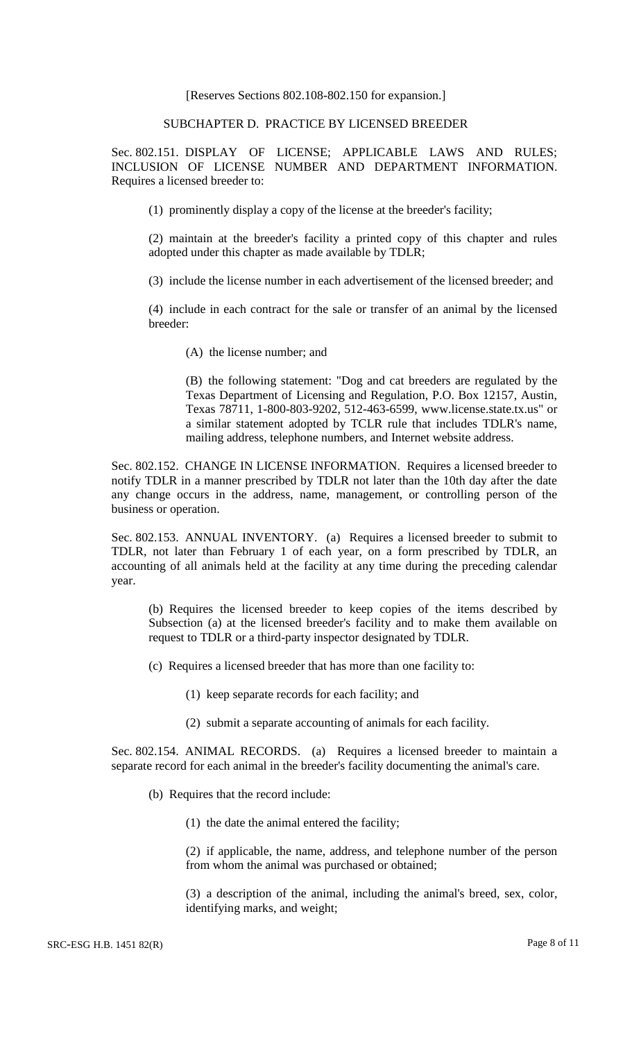[Reserves Sections 802.108-802.150 for expansion.]

## SUBCHAPTER D. PRACTICE BY LICENSED BREEDER

Sec. 802.151. DISPLAY OF LICENSE; APPLICABLE LAWS AND RULES; INCLUSION OF LICENSE NUMBER AND DEPARTMENT INFORMATION. Requires a licensed breeder to:

(1) prominently display a copy of the license at the breeder's facility;

(2) maintain at the breeder's facility a printed copy of this chapter and rules adopted under this chapter as made available by TDLR;

(3) include the license number in each advertisement of the licensed breeder; and

(4) include in each contract for the sale or transfer of an animal by the licensed breeder:

(A) the license number; and

(B) the following statement: "Dog and cat breeders are regulated by the Texas Department of Licensing and Regulation, P.O. Box 12157, Austin, Texas 78711, 1-800-803-9202, 512-463-6599, www.license.state.tx.us" or a similar statement adopted by TCLR rule that includes TDLR's name, mailing address, telephone numbers, and Internet website address.

Sec. 802.152. CHANGE IN LICENSE INFORMATION. Requires a licensed breeder to notify TDLR in a manner prescribed by TDLR not later than the 10th day after the date any change occurs in the address, name, management, or controlling person of the business or operation.

Sec. 802.153. ANNUAL INVENTORY. (a) Requires a licensed breeder to submit to TDLR, not later than February 1 of each year, on a form prescribed by TDLR, an accounting of all animals held at the facility at any time during the preceding calendar year.

(b) Requires the licensed breeder to keep copies of the items described by Subsection (a) at the licensed breeder's facility and to make them available on request to TDLR or a third-party inspector designated by TDLR.

(c) Requires a licensed breeder that has more than one facility to:

(1) keep separate records for each facility; and

(2) submit a separate accounting of animals for each facility.

Sec. 802.154. ANIMAL RECORDS. (a) Requires a licensed breeder to maintain a separate record for each animal in the breeder's facility documenting the animal's care.

(b) Requires that the record include:

(1) the date the animal entered the facility;

(2) if applicable, the name, address, and telephone number of the person from whom the animal was purchased or obtained;

(3) a description of the animal, including the animal's breed, sex, color, identifying marks, and weight;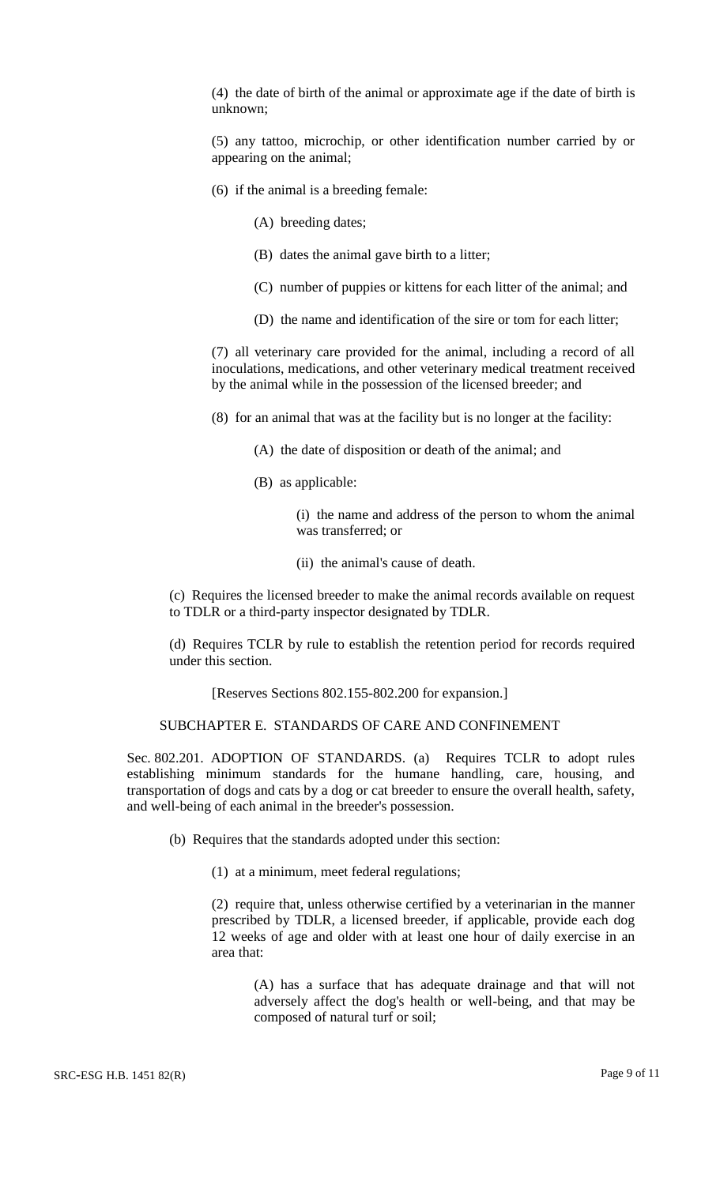(4) the date of birth of the animal or approximate age if the date of birth is unknown;

(5) any tattoo, microchip, or other identification number carried by or appearing on the animal;

(6) if the animal is a breeding female:

(A) breeding dates;

(B) dates the animal gave birth to a litter;

(C) number of puppies or kittens for each litter of the animal; and

(D) the name and identification of the sire or tom for each litter;

(7) all veterinary care provided for the animal, including a record of all inoculations, medications, and other veterinary medical treatment received by the animal while in the possession of the licensed breeder; and

(8) for an animal that was at the facility but is no longer at the facility:

(A) the date of disposition or death of the animal; and

(B) as applicable:

(i) the name and address of the person to whom the animal was transferred; or

(ii) the animal's cause of death.

(c) Requires the licensed breeder to make the animal records available on request to TDLR or a third-party inspector designated by TDLR.

(d) Requires TCLR by rule to establish the retention period for records required under this section.

[Reserves Sections 802.155-802.200 for expansion.]

SUBCHAPTER E. STANDARDS OF CARE AND CONFINEMENT

Sec. 802.201. ADOPTION OF STANDARDS. (a) Requires TCLR to adopt rules establishing minimum standards for the humane handling, care, housing, and transportation of dogs and cats by a dog or cat breeder to ensure the overall health, safety, and well-being of each animal in the breeder's possession.

(b) Requires that the standards adopted under this section:

(1) at a minimum, meet federal regulations;

(2) require that, unless otherwise certified by a veterinarian in the manner prescribed by TDLR, a licensed breeder, if applicable, provide each dog 12 weeks of age and older with at least one hour of daily exercise in an area that:

(A) has a surface that has adequate drainage and that will not adversely affect the dog's health or well-being, and that may be composed of natural turf or soil;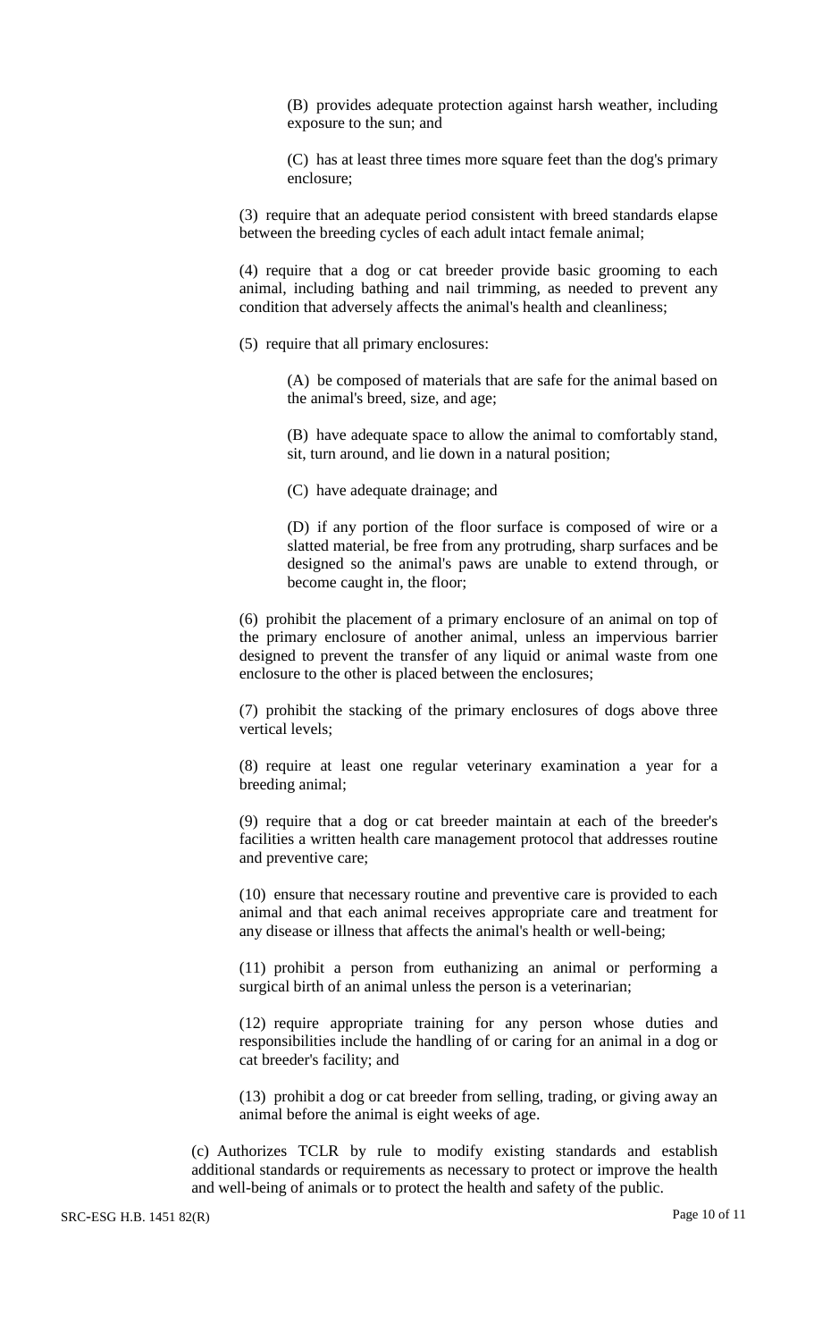(B) provides adequate protection against harsh weather, including exposure to the sun; and

(C) has at least three times more square feet than the dog's primary enclosure;

(3) require that an adequate period consistent with breed standards elapse between the breeding cycles of each adult intact female animal;

(4) require that a dog or cat breeder provide basic grooming to each animal, including bathing and nail trimming, as needed to prevent any condition that adversely affects the animal's health and cleanliness;

(5) require that all primary enclosures:

(A) be composed of materials that are safe for the animal based on the animal's breed, size, and age;

(B) have adequate space to allow the animal to comfortably stand, sit, turn around, and lie down in a natural position;

(C) have adequate drainage; and

(D) if any portion of the floor surface is composed of wire or a slatted material, be free from any protruding, sharp surfaces and be designed so the animal's paws are unable to extend through, or become caught in, the floor;

(6) prohibit the placement of a primary enclosure of an animal on top of the primary enclosure of another animal, unless an impervious barrier designed to prevent the transfer of any liquid or animal waste from one enclosure to the other is placed between the enclosures;

(7) prohibit the stacking of the primary enclosures of dogs above three vertical levels;

(8) require at least one regular veterinary examination a year for a breeding animal;

(9) require that a dog or cat breeder maintain at each of the breeder's facilities a written health care management protocol that addresses routine and preventive care;

(10) ensure that necessary routine and preventive care is provided to each animal and that each animal receives appropriate care and treatment for any disease or illness that affects the animal's health or well-being;

(11) prohibit a person from euthanizing an animal or performing a surgical birth of an animal unless the person is a veterinarian;

(12) require appropriate training for any person whose duties and responsibilities include the handling of or caring for an animal in a dog or cat breeder's facility; and

(13) prohibit a dog or cat breeder from selling, trading, or giving away an animal before the animal is eight weeks of age.

(c) Authorizes TCLR by rule to modify existing standards and establish additional standards or requirements as necessary to protect or improve the health and well-being of animals or to protect the health and safety of the public.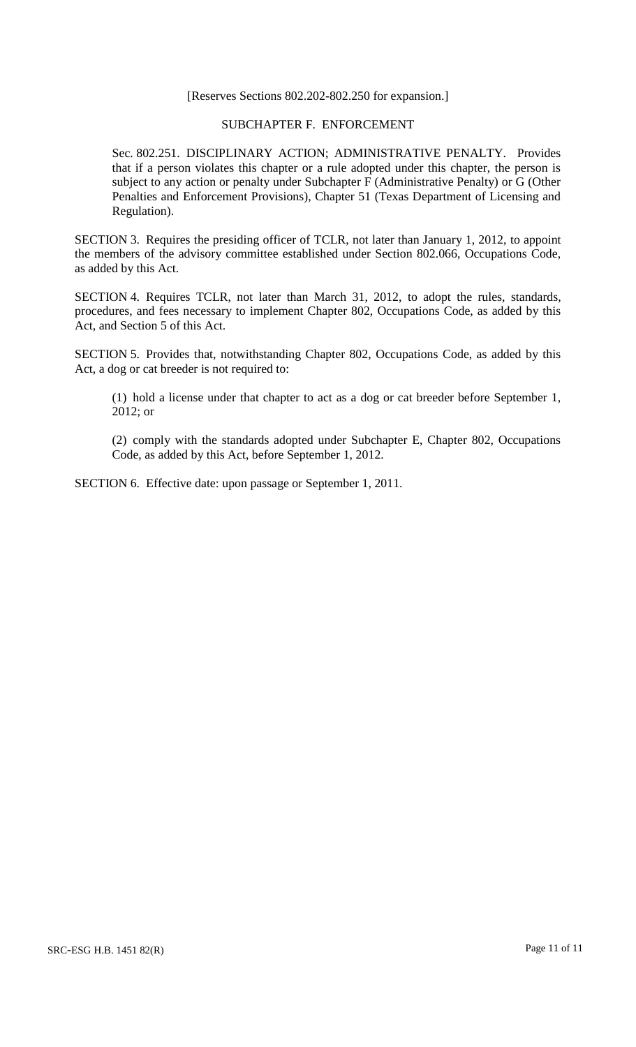[Reserves Sections 802.202-802.250 for expansion.]

## SUBCHAPTER F. ENFORCEMENT

Sec. 802.251. DISCIPLINARY ACTION; ADMINISTRATIVE PENALTY. Provides that if a person violates this chapter or a rule adopted under this chapter, the person is subject to any action or penalty under Subchapter F (Administrative Penalty) or G (Other Penalties and Enforcement Provisions), Chapter 51 (Texas Department of Licensing and Regulation).

SECTION 3. Requires the presiding officer of TCLR, not later than January 1, 2012, to appoint the members of the advisory committee established under Section 802.066, Occupations Code, as added by this Act.

SECTION 4. Requires TCLR, not later than March 31, 2012, to adopt the rules, standards, procedures, and fees necessary to implement Chapter 802, Occupations Code, as added by this Act, and Section 5 of this Act.

SECTION 5. Provides that, notwithstanding Chapter 802, Occupations Code, as added by this Act, a dog or cat breeder is not required to:

(1) hold a license under that chapter to act as a dog or cat breeder before September 1, 2012; or

(2) comply with the standards adopted under Subchapter E, Chapter 802, Occupations Code, as added by this Act, before September 1, 2012.

SECTION 6. Effective date: upon passage or September 1, 2011.